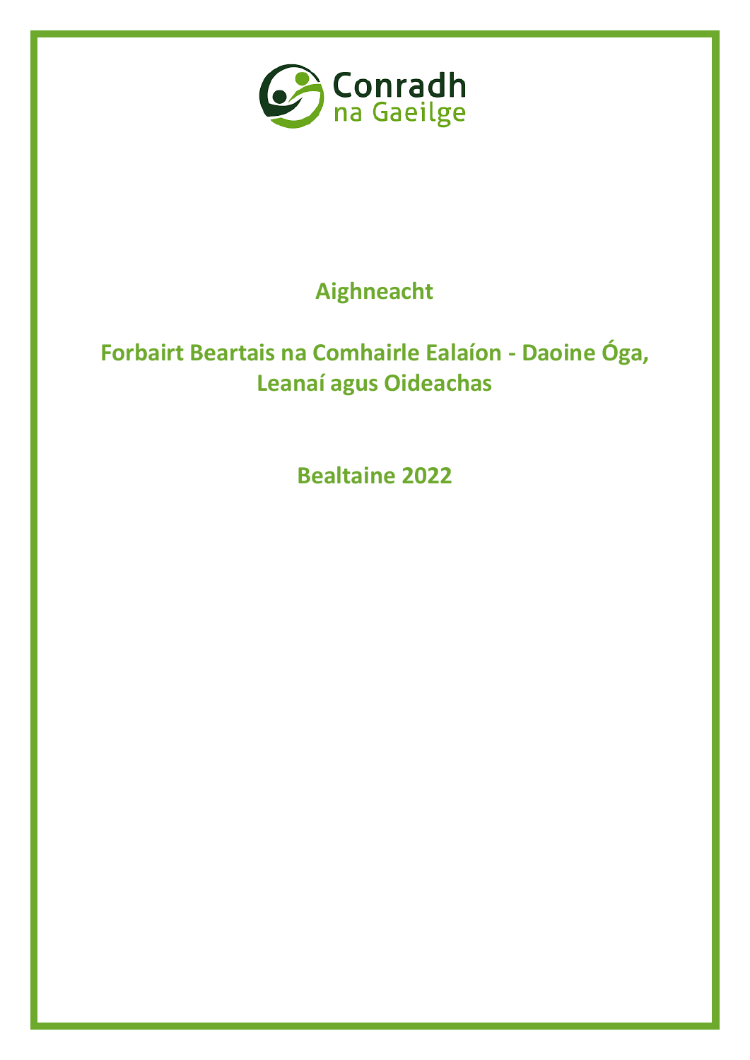Conradh na Gaeilge

# Aighneacht

# Forbairt Beartais na Comhairle Ealaíon - Daoine Óga, Leanaí agus Oideachas

## Bealtaine 2022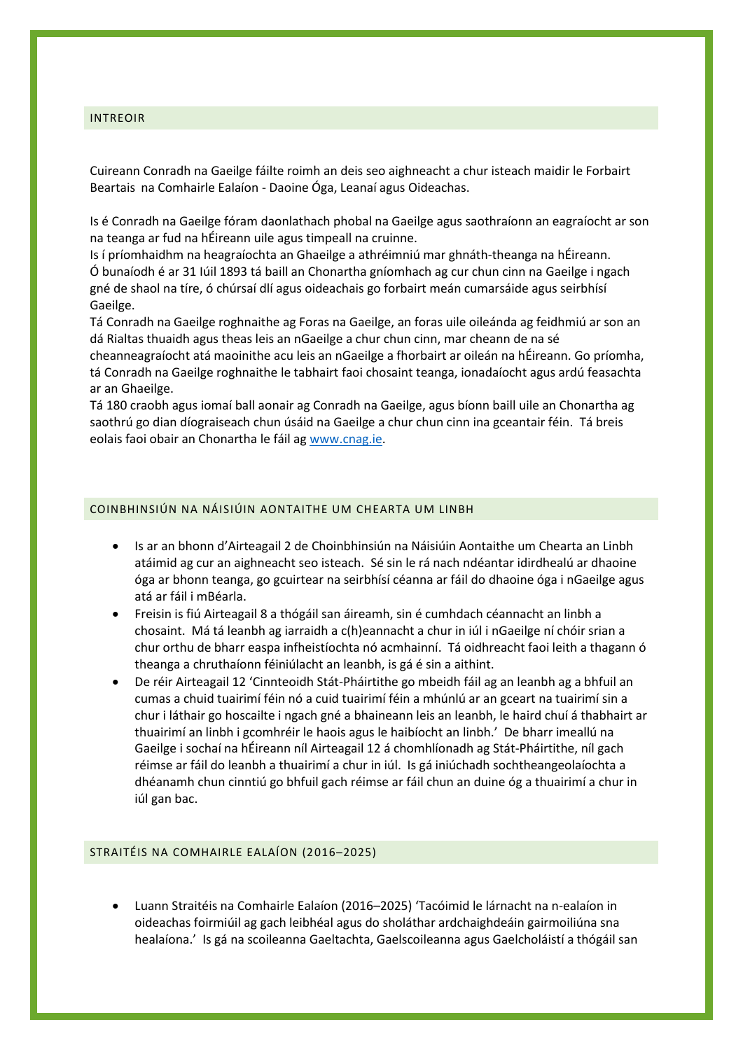## INTREOIR

Cuireann Conradh na Gaeilge fáilte roimh an deis seo aighneacht a chur isteach maidir le Forbairt Beartais na Comhairle Ealaíon - Daoine Óga, Leanaí agus Oideachas.

Is é Conradh na Gaeilge fóram daonlathach phobal na Gaeilge agus saothraíonn an eagraíocht ar son na teanga ar fud na hÉireann uile agus timpeall na cruinne.
Is í príomhaidhm na heagraíochta an Ghaeilge a athréimniú mar ghnáth-theanga na hÉireann.
Ó bunaíodh é ar 31 Iúil 1893 tá baill an Chonartha gníomhach ag cur chun cinn na Gaeilge i ngach gné de shaol na tíre, ó chúrsaí dlí agus oideachais go forbairt meán cumarsáide agus seirbhísí Gaeilge.
Tá Conradh na Gaeilge roghnaithe ag Foras na Gaeilge, an foras uile oileánda ag feidhmiú ar son an dá Rialtas thuaidh agus theas leis an nGaeilge a chur chun cinn, mar cheann de na sé cheanneagraíocht atá maoinithe acu leis an nGaeilge a fhorbairt ar oileán na hÉireann. Go príomha, tá Conradh na Gaeilge roghnaithe le tabhairt faoi chosaint teanga, ionadaíocht agus ardú feasachta ar an Ghaeilge.
Tá 180 craobh agus iomaí ball aonair ag Conradh na Gaeilge, agus bíonn baill uile an Chonartha ag saothrú go dian díograiseach chun úsáid na Gaeilge a chur chun cinn ina gceantair féin. Tá breis eolais faoi obair an Chonartha le fáil ag [www.cnag.ie](http://www.cnag.ie).

## COINBHINSIÚN NA NÁISIÚIN AONTAITHE UM CHEARTA UM LINBH

- Is ar an bhonn d'Airteagail 2 de Choinbhinsiún na Náisiúin Aontaithe um Chearta an Linbh atáimid ag cur an aighneacht seo isteach. Sé sin le rá nach ndéantar idirdhealú ar dhaoine óga ar bhonn teanga, go gcuirtear na seirbhísí céanna ar fáil do dhaoine óga i nGaeilge agus atá ar fáil i mBéarla.
- Freisin is fiú Airteagail 8 a thógáil san áireamh, sin é cumhdach céannacht an linbh a chosaint. Má tá leanbh ag iarraidh a c(h)eannacht a chur in iúl i nGaeilge ní chóir srian a chur orthu de bharr easpa infheistíochta nó acmhainní. Tá oidhreacht faoi leith a thagann ó theanga a chruthaíonn féiniúlacht an leanbh, is gá é sin a aithint.
- De réir Airteagail 12 'Cinnteoidh Stát-Pháirtithe go mbeidh fáil ag an leanbh ag a bhfuil an cumas a chuid tuairimí féin nó a cuid tuairimí féin a mhúnlú ar an gceart na tuairimí sin a chur i láthair go hoscailte i ngach gné a bhaineann leis an leanbh, le haird chuí á thabhairt ar thuairimí an linbh i gcomhréir le haois agus le haibíocht an linbh.' De bharr imeallú na Gaeilge i sochaí na hÉireann níl Airteagail 12 á chomhlíonadh ag Stát-Pháirtithe, níl gach réimse ar fáil do leanbh a thuairimí a chur in iúl. Is gá iniúchadh sochtheangeolaíochta a dhéanamh chun cinntiú go bhfuil gach réimse ar fáil chun an duine óg a thuairimí a chur in iúl gan bac.

## STRAITÉIS NA COMHAIRLE EALAÍON (2016–2025)

- Luann Straitéis na Comhairle Ealaíon (2016–2025) 'Tacóimid le lárnacht na n-ealaíon in oideachas foirmiúil ag gach leibhéal agus do sholáthar ardchaighdeáin gairmoiliúna sna healaíona.' Is gá na scoileanna Gaeltachta, Gaelscoileanna agus Gaelcholáistí a thógáil san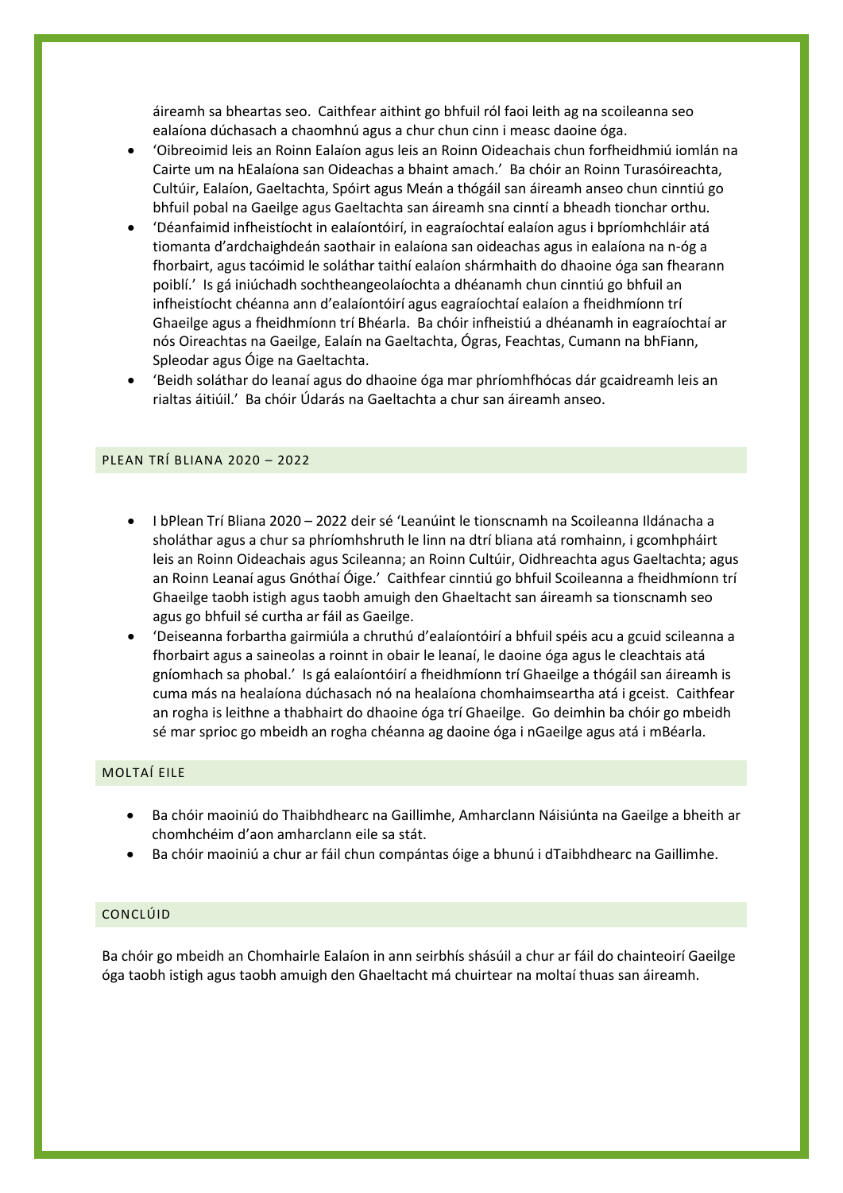áireamh sa bheartas seo. Caithfear aithint go bhfuil ról faoi leith ag na scoileanna seo ealaíona dúchasach a chaomhnú agus a chur chun cinn i measc daoine óga.

- 'Oibreoimid leis an Roinn Ealaíon agus leis an Roinn Oideachais chun forfheidhmiú iomlán na Cairte um na hEalaíona san Oideachas a bhaint amach.' Ba chóir an Roinn Turasóireachta, Cultúir, Ealaíon, Gaeltachta, Spóirt agus Meán a thógáil san áireamh anseo chun cinntiú go bhfuil pobal na Gaeilge agus Gaeltachta san áireamh sna cinntí a bheadh tionchar orthu.
- 'Déanfaimid infheistíocht in ealaíontóirí, in eagraíochtaí ealaíon agus i bpríomhchláir atá tiomanta d'ardchaighdeán saothair in ealaíona san oideachas agus in ealaíona na n-óg a fhorbairt, agus tacóimid le soláthar taithí ealaíon shármhaith do dhaoine óga san fhearann poiblí.' Is gá iniúchadh sochtheangeolaíochta a dhéanamh chun cinntiú go bhfuil an infheistíocht chéanna ann d'ealaíontóirí agus eagraíochtaí ealaíon a fheidhmíonn trí Ghaeilge agus a fheidhmíonn trí Bhéarla. Ba chóir infheistiú a dhéanamh in eagraíochtaí ar nós Oireachtas na Gaeilge, Ealaín na Gaeltachta, Ógras, Feachtas, Cumann na bhFiann, Spleodar agus Óige na Gaeltachta.
- 'Beidh soláthar do leanaí agus do dhaoine óga mar phríomhfhócas dár gcaidreamh leis an rialtas áitiúil.' Ba chóir Údarás na Gaeltachta a chur san áireamh anseo.

## PLEAN TRÍ BLIANA 2020 – 2022

- I bPlean Trí Bliana 2020 – 2022 deir sé 'Leanúint le tionscnamh na Scoileanna Ildánacha a sholáthar agus a chur sa phríomhshruth le linn na dtrí bliana atá romhainn, i gcomhpháirt leis an Roinn Oideachais agus Scileanna; an Roinn Cultúir, Oidhreachta agus Gaeltachta; agus an Roinn Leanaí agus Gnóthaí Óige.' Caithfear cinntiú go bhfuil Scoileanna a fheidhmíonn trí Ghaeilge taobh istigh agus taobh amuigh den Ghaeltacht san áireamh sa tionscnamh seo agus go bhfuil sé curtha ar fáil as Gaeilge.
- 'Deiseanna forbartha gairmiúla a chruthú d'ealaíontóirí a bhfuil spéis acu a gcuid scileanna a fhorbairt agus a saineolas a roinnt in obair le leanaí, le daoine óga agus le cleachtais atá gníomhach sa phobal.' Is gá ealaíontóirí a fheidhmíonn trí Ghaeilge a thógáil san áireamh is cuma más na healaíona dúchasach nó na healaíona chomhaimseartha atá i gceist. Caithfear an rogha is leithne a thabhairt do dhaoine óga trí Ghaeilge. Go deimhin ba chóir go mbeidh sé mar sprioc go mbeidh an rogha chéanna ag daoine óga i nGaeilge agus atá i mBéarla.

## MOLTAÍ EILE

- Ba chóir maoiniú do Thaibhdhearc na Gaillimhe, Amharclann Náisiúnta na Gaeilge a bheith ar chomhchéim d'aon amharclann eile sa stát.
- Ba chóir maoiniú a chur ar fáil chun compántas óige a bhunú i dTaibhdhearc na Gaillimhe.

## CONCLÚID

Ba chóir go mbeidh an Chomhairle Ealaíon in ann seirbhís shásúil a chur ar fáil do chainteoirí Gaeilge óga taobh istigh agus taobh amuigh den Ghaeltacht má chuirtear na moltaí thuas san áireamh.